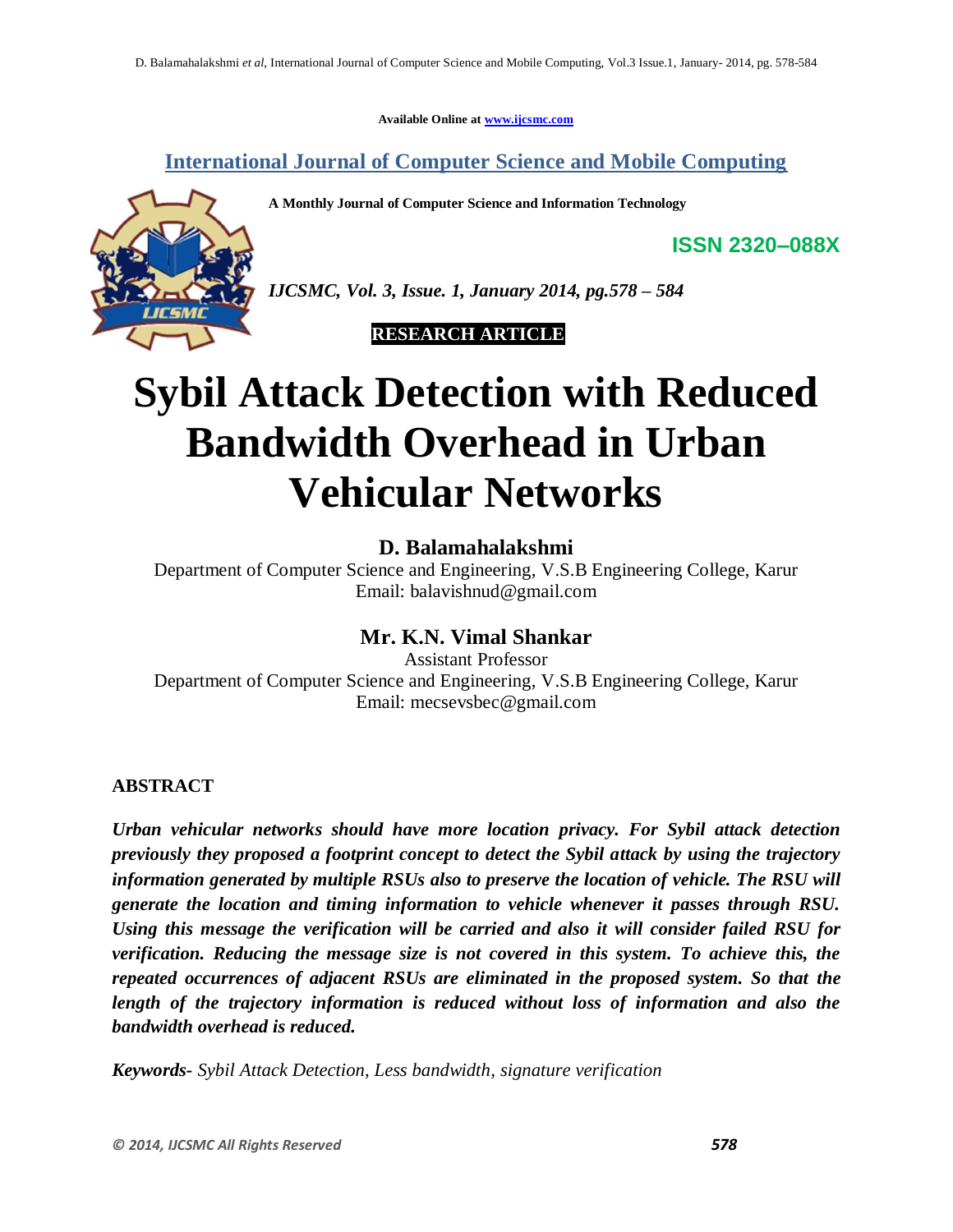Available Online at www.ijcsmc.com

## International Journal of Computer Science and Mobile Computing

**A Monthly Journal of Computer Science and Information Technology**

**ISSN 2320–088X**

***IJCSMC, Vol. 3, Issue. 1, January 2014, pg.578 – 584***

**RESEARCH ARTICLE**

# Sybil Attack Detection with Reduced Bandwidth Overhead in Urban Vehicular Networks

**D. Balamahalakshmi**
Department of Computer Science and Engineering, V.S.B Engineering College, Karur
Email: balavishnud@gmail.com

**Mr. K.N. Vimal Shankar**
Assistant Professor
Department of Computer Science and Engineering, V.S.B Engineering College, Karur
Email: mecsevsbec@gmail.com

### ABSTRACT

***Urban vehicular networks should have more location privacy. For Sybil attack detection previously they proposed a footprint concept to detect the Sybil attack by using the trajectory information generated by multiple RSUs also to preserve the location of vehicle. The RSU will generate the location and timing information to vehicle whenever it passes through RSU. Using this message the verification will be carried and also it will consider failed RSU for verification. Reducing the message size is not covered in this system. To achieve this, the repeated occurrences of adjacent RSUs are eliminated in the proposed system. So that the length of the trajectory information is reduced without loss of information and also the bandwidth overhead is reduced.***

***Keywords-*** *Sybil Attack Detection, Less bandwidth, signature verification*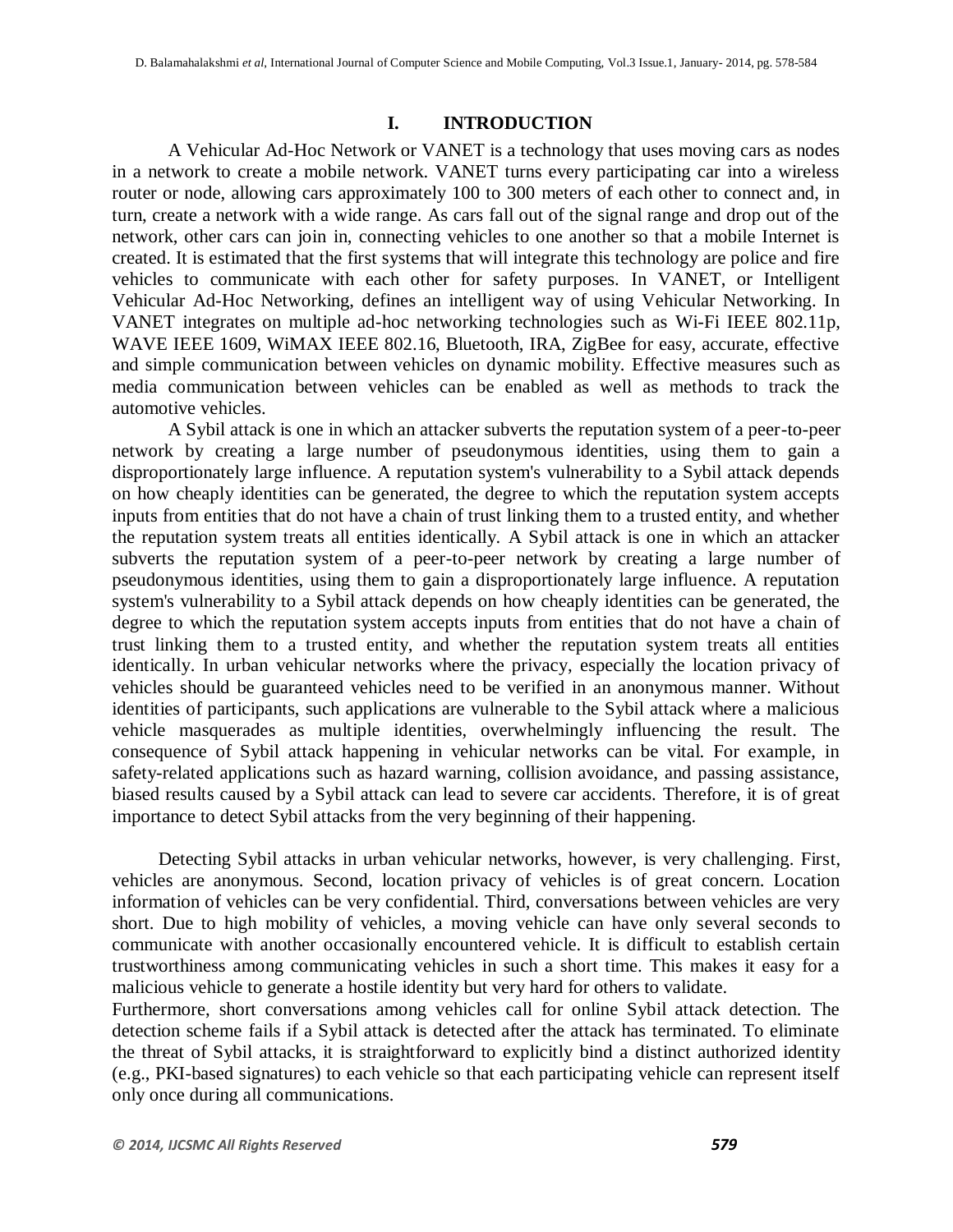## I. INTRODUCTION

A Vehicular Ad-Hoc Network or VANET is a technology that uses moving cars as nodes in a network to create a mobile network. VANET turns every participating car into a wireless router or node, allowing cars approximately 100 to 300 meters of each other to connect and, in turn, create a network with a wide range. As cars fall out of the signal range and drop out of the network, other cars can join in, connecting vehicles to one another so that a mobile Internet is created. It is estimated that the first systems that will integrate this technology are police and fire vehicles to communicate with each other for safety purposes. In VANET, or Intelligent Vehicular Ad-Hoc Networking, defines an intelligent way of using Vehicular Networking. In VANET integrates on multiple ad-hoc networking technologies such as Wi-Fi IEEE 802.11p, WAVE IEEE 1609, WiMAX IEEE 802.16, Bluetooth, IRA, ZigBee for easy, accurate, effective and simple communication between vehicles on dynamic mobility. Effective measures such as media communication between vehicles can be enabled as well as methods to track the automotive vehicles.

A Sybil attack is one in which an attacker subverts the reputation system of a peer-to-peer network by creating a large number of pseudonymous identities, using them to gain a disproportionately large influence. A reputation system's vulnerability to a Sybil attack depends on how cheaply identities can be generated, the degree to which the reputation system accepts inputs from entities that do not have a chain of trust linking them to a trusted entity, and whether the reputation system treats all entities identically. A Sybil attack is one in which an attacker subverts the reputation system of a peer-to-peer network by creating a large number of pseudonymous identities, using them to gain a disproportionately large influence. A reputation system's vulnerability to a Sybil attack depends on how cheaply identities can be generated, the degree to which the reputation system accepts inputs from entities that do not have a chain of trust linking them to a trusted entity, and whether the reputation system treats all entities identically. In urban vehicular networks where the privacy, especially the location privacy of vehicles should be guaranteed vehicles need to be verified in an anonymous manner. Without identities of participants, such applications are vulnerable to the Sybil attack where a malicious vehicle masquerades as multiple identities, overwhelmingly influencing the result. The consequence of Sybil attack happening in vehicular networks can be vital. For example, in safety-related applications such as hazard warning, collision avoidance, and passing assistance, biased results caused by a Sybil attack can lead to severe car accidents. Therefore, it is of great importance to detect Sybil attacks from the very beginning of their happening.

Detecting Sybil attacks in urban vehicular networks, however, is very challenging. First, vehicles are anonymous. Second, location privacy of vehicles is of great concern. Location information of vehicles can be very confidential. Third, conversations between vehicles are very short. Due to high mobility of vehicles, a moving vehicle can have only several seconds to communicate with another occasionally encountered vehicle. It is difficult to establish certain trustworthiness among communicating vehicles in such a short time. This makes it easy for a malicious vehicle to generate a hostile identity but very hard for others to validate.

Furthermore, short conversations among vehicles call for online Sybil attack detection. The detection scheme fails if a Sybil attack is detected after the attack has terminated. To eliminate the threat of Sybil attacks, it is straightforward to explicitly bind a distinct authorized identity (e.g., PKI-based signatures) to each vehicle so that each participating vehicle can represent itself only once during all communications.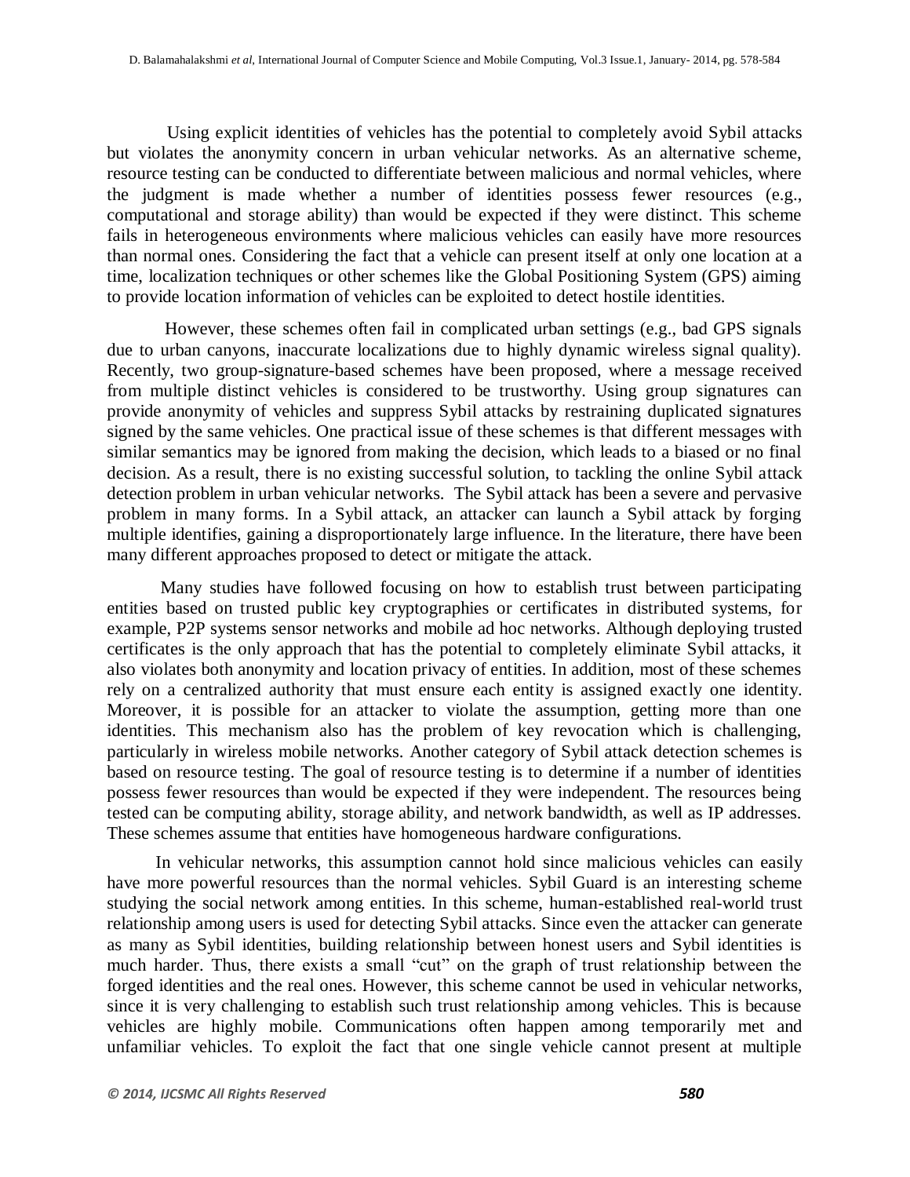Using explicit identities of vehicles has the potential to completely avoid Sybil attacks but violates the anonymity concern in urban vehicular networks. As an alternative scheme, resource testing can be conducted to differentiate between malicious and normal vehicles, where the judgment is made whether a number of identities possess fewer resources (e.g., computational and storage ability) than would be expected if they were distinct. This scheme fails in heterogeneous environments where malicious vehicles can easily have more resources than normal ones. Considering the fact that a vehicle can present itself at only one location at a time, localization techniques or other schemes like the Global Positioning System (GPS) aiming to provide location information of vehicles can be exploited to detect hostile identities.

However, these schemes often fail in complicated urban settings (e.g., bad GPS signals due to urban canyons, inaccurate localizations due to highly dynamic wireless signal quality). Recently, two group-signature-based schemes have been proposed, where a message received from multiple distinct vehicles is considered to be trustworthy. Using group signatures can provide anonymity of vehicles and suppress Sybil attacks by restraining duplicated signatures signed by the same vehicles. One practical issue of these schemes is that different messages with similar semantics may be ignored from making the decision, which leads to a biased or no final decision. As a result, there is no existing successful solution, to tackling the online Sybil attack detection problem in urban vehicular networks. The Sybil attack has been a severe and pervasive problem in many forms. In a Sybil attack, an attacker can launch a Sybil attack by forging multiple identifies, gaining a disproportionately large influence. In the literature, there have been many different approaches proposed to detect or mitigate the attack.

Many studies have followed focusing on how to establish trust between participating entities based on trusted public key cryptographies or certificates in distributed systems, for example, P2P systems sensor networks and mobile ad hoc networks. Although deploying trusted certificates is the only approach that has the potential to completely eliminate Sybil attacks, it also violates both anonymity and location privacy of entities. In addition, most of these schemes rely on a centralized authority that must ensure each entity is assigned exactly one identity. Moreover, it is possible for an attacker to violate the assumption, getting more than one identities. This mechanism also has the problem of key revocation which is challenging, particularly in wireless mobile networks. Another category of Sybil attack detection schemes is based on resource testing. The goal of resource testing is to determine if a number of identities possess fewer resources than would be expected if they were independent. The resources being tested can be computing ability, storage ability, and network bandwidth, as well as IP addresses. These schemes assume that entities have homogeneous hardware configurations.

In vehicular networks, this assumption cannot hold since malicious vehicles can easily have more powerful resources than the normal vehicles. Sybil Guard is an interesting scheme studying the social network among entities. In this scheme, human-established real-world trust relationship among users is used for detecting Sybil attacks. Since even the attacker can generate as many as Sybil identities, building relationship between honest users and Sybil identities is much harder. Thus, there exists a small "cut" on the graph of trust relationship between the forged identities and the real ones. However, this scheme cannot be used in vehicular networks, since it is very challenging to establish such trust relationship among vehicles. This is because vehicles are highly mobile. Communications often happen among temporarily met and unfamiliar vehicles. To exploit the fact that one single vehicle cannot present at multiple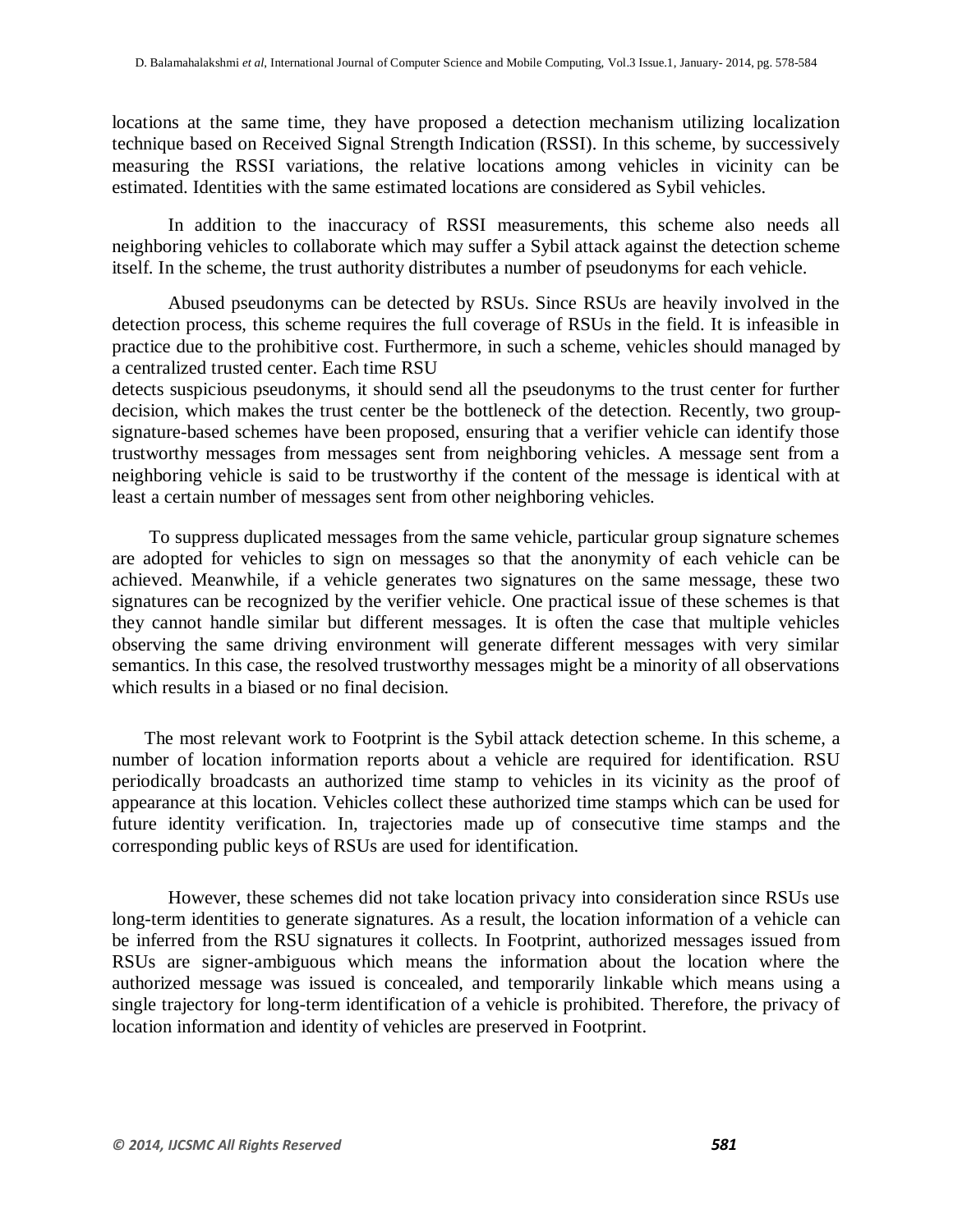locations at the same time, they have proposed a detection mechanism utilizing localization technique based on Received Signal Strength Indication (RSSI). In this scheme, by successively measuring the RSSI variations, the relative locations among vehicles in vicinity can be estimated. Identities with the same estimated locations are considered as Sybil vehicles.

In addition to the inaccuracy of RSSI measurements, this scheme also needs all neighboring vehicles to collaborate which may suffer a Sybil attack against the detection scheme itself. In the scheme, the trust authority distributes a number of pseudonyms for each vehicle.

Abused pseudonyms can be detected by RSUs. Since RSUs are heavily involved in the detection process, this scheme requires the full coverage of RSUs in the field. It is infeasible in practice due to the prohibitive cost. Furthermore, in such a scheme, vehicles should managed by a centralized trusted center. Each time RSU detects suspicious pseudonyms, it should send all the pseudonyms to the trust center for further decision, which makes the trust center be the bottleneck of the detection. Recently, two group-signature-based schemes have been proposed, ensuring that a verifier vehicle can identify those trustworthy messages from messages sent from neighboring vehicles. A message sent from a neighboring vehicle is said to be trustworthy if the content of the message is identical with at least a certain number of messages sent from other neighboring vehicles.

To suppress duplicated messages from the same vehicle, particular group signature schemes are adopted for vehicles to sign on messages so that the anonymity of each vehicle can be achieved. Meanwhile, if a vehicle generates two signatures on the same message, these two signatures can be recognized by the verifier vehicle. One practical issue of these schemes is that they cannot handle similar but different messages. It is often the case that multiple vehicles observing the same driving environment will generate different messages with very similar semantics. In this case, the resolved trustworthy messages might be a minority of all observations which results in a biased or no final decision.

The most relevant work to Footprint is the Sybil attack detection scheme. In this scheme, a number of location information reports about a vehicle are required for identification. RSU periodically broadcasts an authorized time stamp to vehicles in its vicinity as the proof of appearance at this location. Vehicles collect these authorized time stamps which can be used for future identity verification. In, trajectories made up of consecutive time stamps and the corresponding public keys of RSUs are used for identification.

However, these schemes did not take location privacy into consideration since RSUs use long-term identities to generate signatures. As a result, the location information of a vehicle can be inferred from the RSU signatures it collects. In Footprint, authorized messages issued from RSUs are signer-ambiguous which means the information about the location where the authorized message was issued is concealed, and temporarily linkable which means using a single trajectory for long-term identification of a vehicle is prohibited. Therefore, the privacy of location information and identity of vehicles are preserved in Footprint.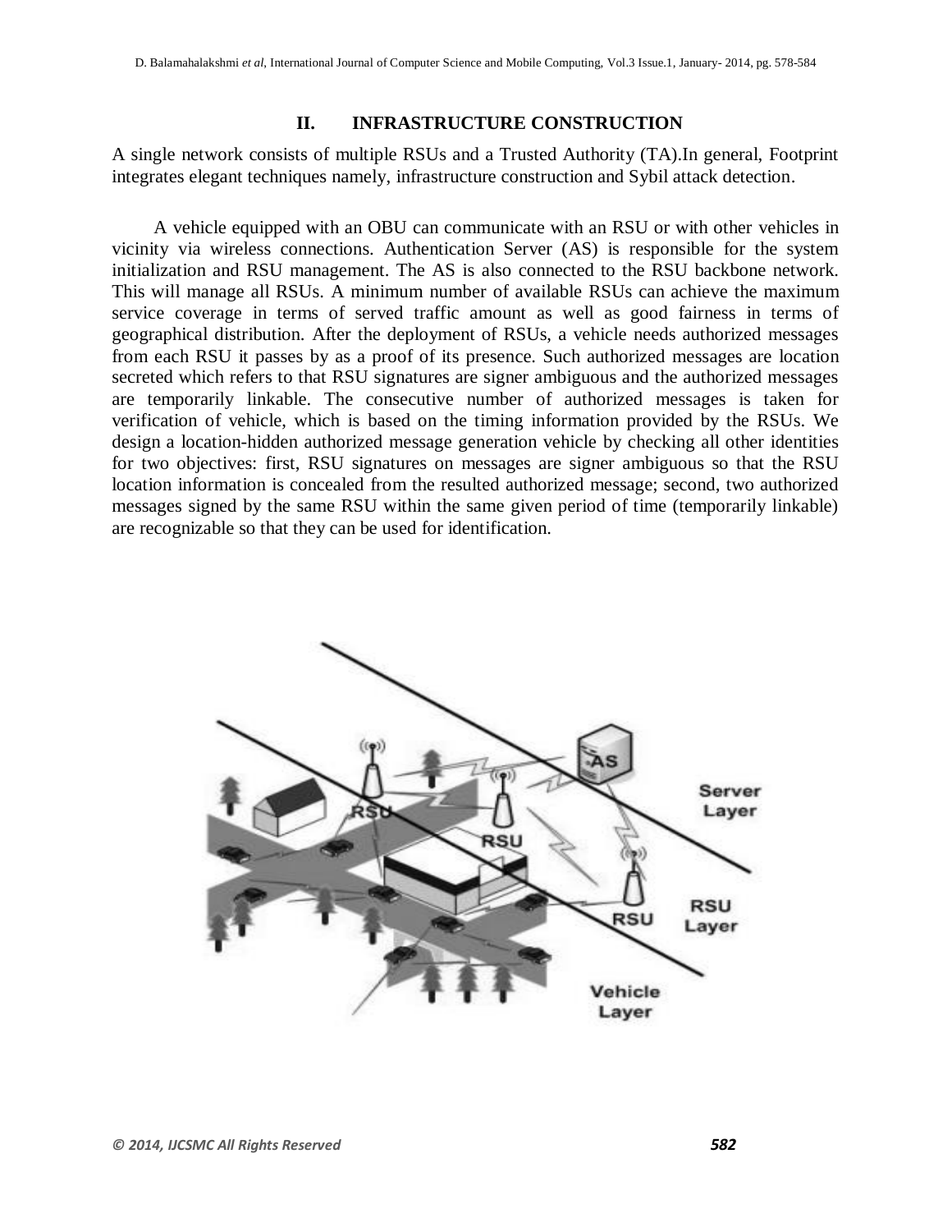## II. INFRASTRUCTURE CONSTRUCTION

A single network consists of multiple RSUs and a Trusted Authority (TA).In general, Footprint integrates elegant techniques namely, infrastructure construction and Sybil attack detection.

A vehicle equipped with an OBU can communicate with an RSU or with other vehicles in vicinity via wireless connections. Authentication Server (AS) is responsible for the system initialization and RSU management. The AS is also connected to the RSU backbone network. This will manage all RSUs. A minimum number of available RSUs can achieve the maximum service coverage in terms of served traffic amount as well as good fairness in terms of geographical distribution. After the deployment of RSUs, a vehicle needs authorized messages from each RSU it passes by as a proof of its presence. Such authorized messages are location secreted which refers to that RSU signatures are signer ambiguous and the authorized messages are temporarily linkable. The consecutive number of authorized messages is taken for verification of vehicle, which is based on the timing information provided by the RSUs. We design a location-hidden authorized message generation vehicle by checking all other identities for two objectives: first, RSU signatures on messages are signer ambiguous so that the RSU location information is concealed from the resulted authorized message; second, two authorized messages signed by the same RSU within the same given period of time (temporarily linkable) are recognizable so that they can be used for identification.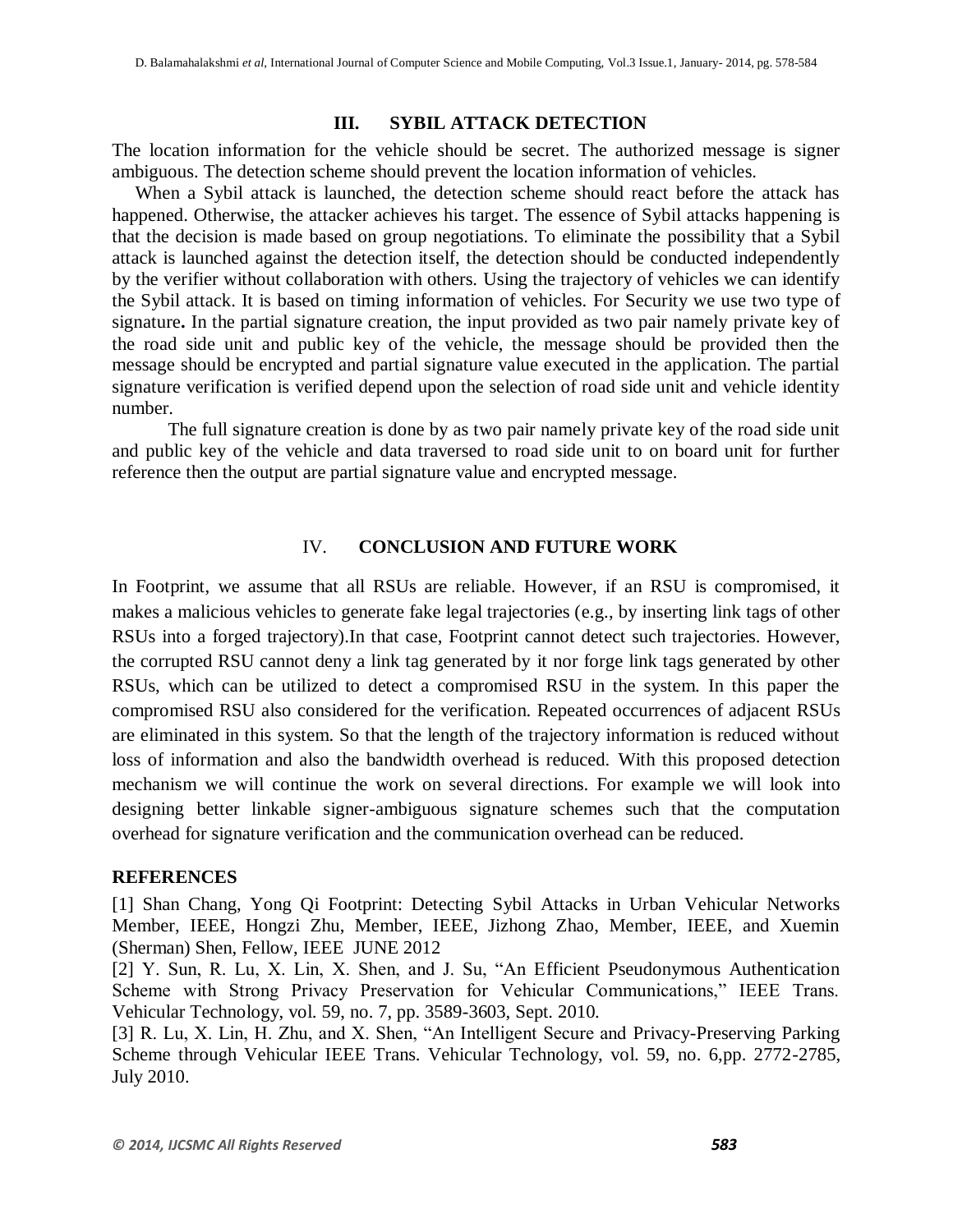## III. SYBIL ATTACK DETECTION

The location information for the vehicle should be secret. The authorized message is signer ambiguous. The detection scheme should prevent the location information of vehicles.

When a Sybil attack is launched, the detection scheme should react before the attack has happened. Otherwise, the attacker achieves his target. The essence of Sybil attacks happening is that the decision is made based on group negotiations. To eliminate the possibility that a Sybil attack is launched against the detection itself, the detection should be conducted independently by the verifier without collaboration with others. Using the trajectory of vehicles we can identify the Sybil attack. It is based on timing information of vehicles. For Security we use two type of signature**.** In the partial signature creation, the input provided as two pair namely private key of the road side unit and public key of the vehicle, the message should be provided then the message should be encrypted and partial signature value executed in the application. The partial signature verification is verified depend upon the selection of road side unit and vehicle identity number.

The full signature creation is done by as two pair namely private key of the road side unit and public key of the vehicle and data traversed to road side unit to on board unit for further reference then the output are partial signature value and encrypted message.

## IV. CONCLUSION AND FUTURE WORK

In Footprint, we assume that all RSUs are reliable. However, if an RSU is compromised, it makes a malicious vehicles to generate fake legal trajectories (e.g., by inserting link tags of other RSUs into a forged trajectory).In that case, Footprint cannot detect such trajectories. However, the corrupted RSU cannot deny a link tag generated by it nor forge link tags generated by other RSUs, which can be utilized to detect a compromised RSU in the system. In this paper the compromised RSU also considered for the verification. Repeated occurrences of adjacent RSUs are eliminated in this system. So that the length of the trajectory information is reduced without loss of information and also the bandwidth overhead is reduced. With this proposed detection mechanism we will continue the work on several directions. For example we will look into designing better linkable signer-ambiguous signature schemes such that the computation overhead for signature verification and the communication overhead can be reduced.

### REFERENCES

[1] Shan Chang, Yong Qi Footprint: Detecting Sybil Attacks in Urban Vehicular Networks Member, IEEE, Hongzi Zhu, Member, IEEE, Jizhong Zhao, Member, IEEE, and Xuemin (Sherman) Shen, Fellow, IEEE JUNE 2012

[2] Y. Sun, R. Lu, X. Lin, X. Shen, and J. Su, "An Efficient Pseudonymous Authentication Scheme with Strong Privacy Preservation for Vehicular Communications," IEEE Trans. Vehicular Technology, vol. 59, no. 7, pp. 3589-3603, Sept. 2010.

[3] R. Lu, X. Lin, H. Zhu, and X. Shen, "An Intelligent Secure and Privacy-Preserving Parking Scheme through Vehicular IEEE Trans. Vehicular Technology, vol. 59, no. 6,pp. 2772-2785, July 2010.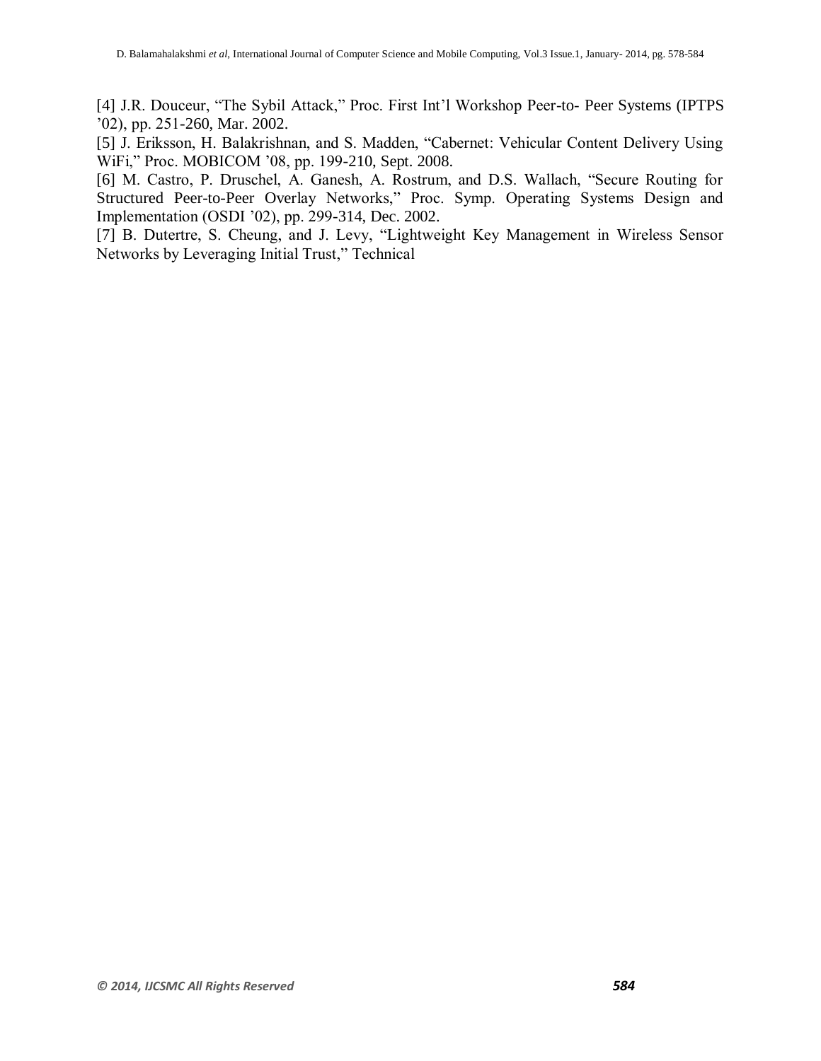[4] J.R. Douceur, "The Sybil Attack," Proc. First Int'l Workshop Peer-to- Peer Systems (IPTPS '02), pp. 251-260, Mar. 2002.

[5] J. Eriksson, H. Balakrishnan, and S. Madden, "Cabernet: Vehicular Content Delivery Using WiFi," Proc. MOBICOM '08, pp. 199-210, Sept. 2008.

[6] M. Castro, P. Druschel, A. Ganesh, A. Rostrum, and D.S. Wallach, "Secure Routing for Structured Peer-to-Peer Overlay Networks," Proc. Symp. Operating Systems Design and Implementation (OSDI '02), pp. 299-314, Dec. 2002.

[7] B. Dutertre, S. Cheung, and J. Levy, "Lightweight Key Management in Wireless Sensor Networks by Leveraging Initial Trust," Technical